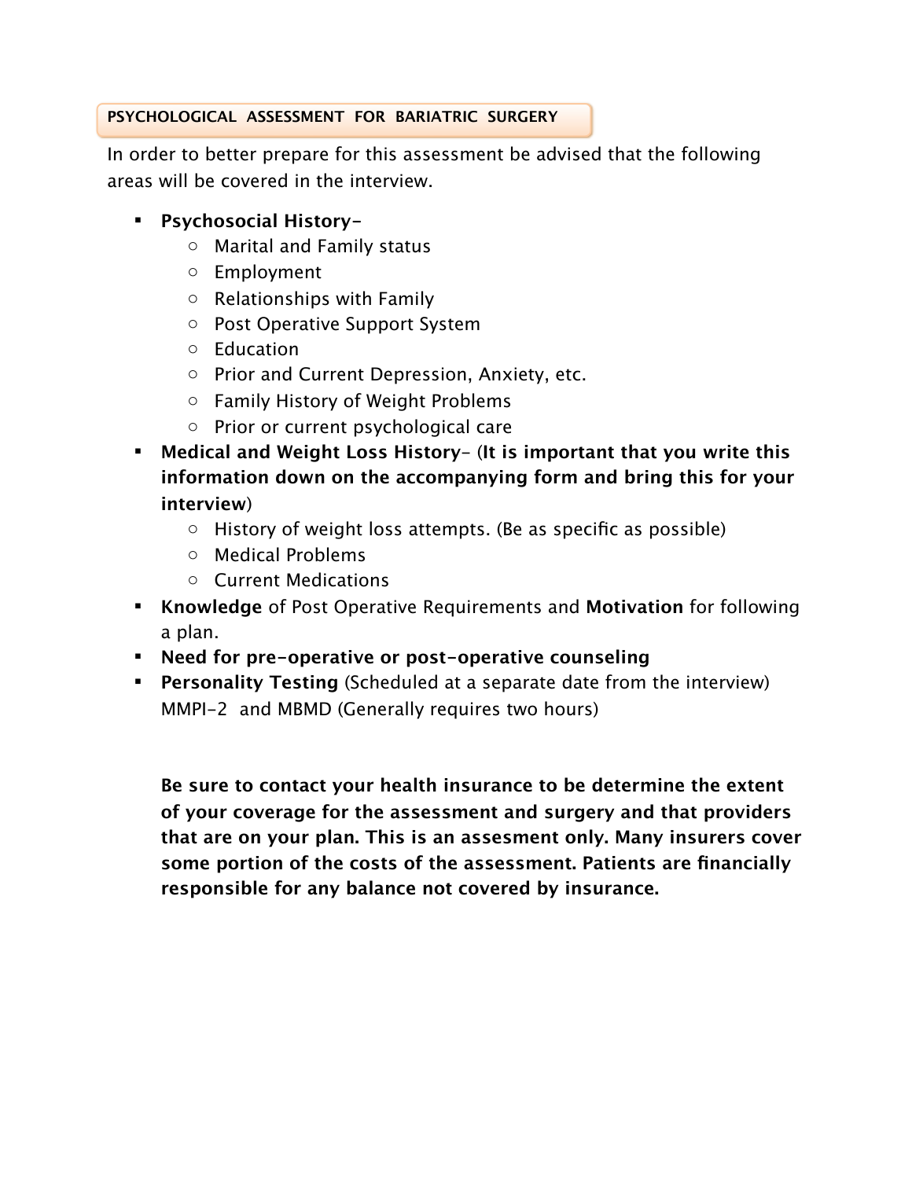## PSYCHOLOGICAL ASSESSMENT FOR BARIATRIC SURGERY

In order to better prepare for this assessment be advised that the following areas will be covered in the interview.

- **Psychosocial History-**
  - Marital and Family status
  - Employment
  - Relationships with Family
  - Post Operative Support System
  - Education
  - Prior and Current Depression, Anxiety, etc.
  - Family History of Weight Problems
  - Prior or current psychological care
- **Medical and Weight Loss History**- (**It is important that you write this information down on the accompanying form and bring this for your interview**)
  - History of weight loss attempts. (Be as specific as possible)
  - Medical Problems
  - Current Medications
- **Knowledge** of Post Operative Requirements and **Motivation** for following a plan.
- **Need for pre-operative or post-operative counseling**
- **Personality Testing** (Scheduled at a separate date from the interview) MMPI-2 and MBMD (Generally requires two hours)

**Be sure to contact your health insurance to be determine the extent of your coverage for the assessment and surgery and that providers that are on your plan. This is an assesment only. Many insurers cover some portion of the costs of the assessment. Patients are financially responsible for any balance not covered by insurance.**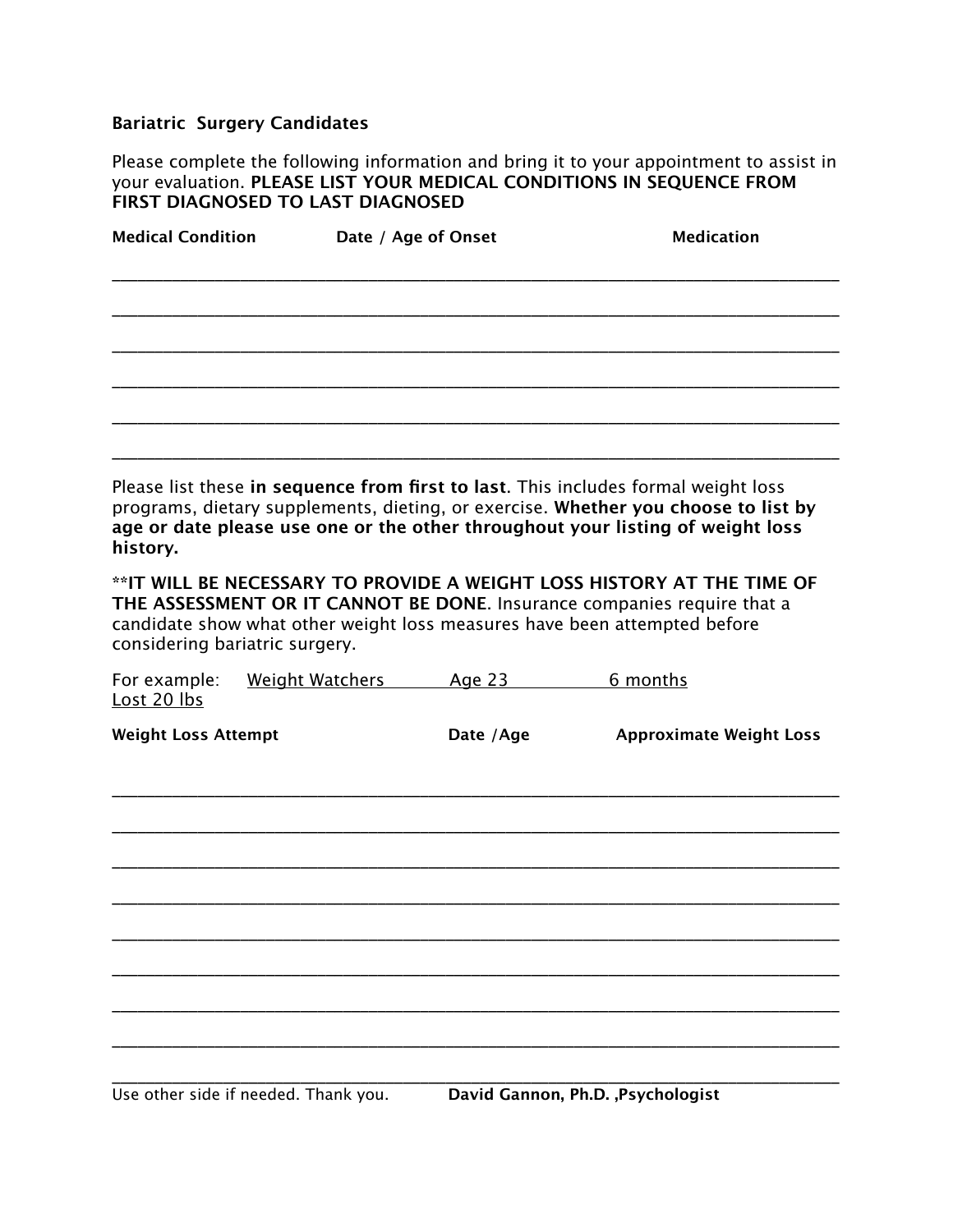**Bariatric Surgery Candidates**

Please complete the following information and bring it to your appointment to assist in your evaluation. **PLEASE LIST YOUR MEDICAL CONDITIONS IN SEQUENCE FROM FIRST DIAGNOSED TO LAST DIAGNOSED**

| Medical Condition | Date / Age of Onset | Medication |
|---|---|---|
| | | |
| | | |
| | | |
| | | |
| | | |
| | | |

Please list these **in sequence from first to last**. This includes formal weight loss programs, dietary supplements, dieting, or exercise. **Whether you choose to list by age or date please use one or the other throughout your listing of weight loss history.**

****IT WILL BE NECESSARY TO PROVIDE A WEIGHT LOSS HISTORY AT THE TIME OF THE ASSESSMENT OR IT CANNOT BE DONE**. Insurance companies require that a candidate show what other weight loss measures have been attempted before considering bariatric surgery.

For example: <u>Weight Watchers</u> <u>Age 23</u> <u>6 months</u> <u>Lost 20 lbs</u>

| Weight Loss Attempt | Date /Age | Approximate Weight Loss |
|---|---|---|
| | | |
| | | |
| | | |
| | | |
| | | |
| | | |
| | | |
| | | |
| | | |

Use other side if needed. Thank you. **David Gannon, Ph.D. ,Psychologist**